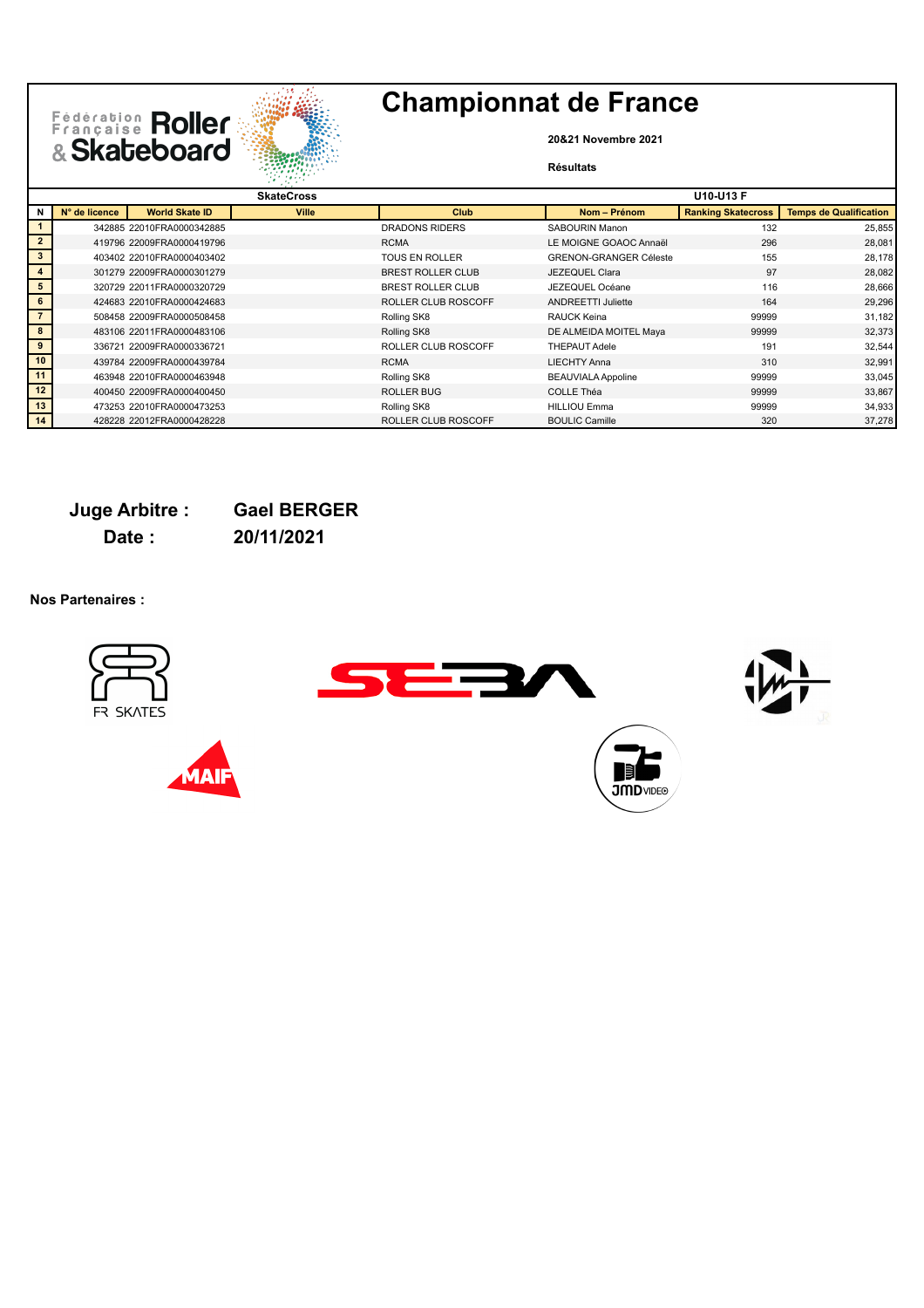# Championnat de France

**20&21 Novembre 2021**

**Résultats**

| SkateCross | | | | | | | U10-U13 F |
|---|---|---|---|---|---|---|---|
| **N** | **N° de licence** | **World Skate ID** | **Ville** | **Club** | **Nom – Prénom** | **Ranking Skatecross** | **Temps de Qualification** |
| 1 | 342885 | 22010FRA0000342885 | | DRADONS RIDERS | SABOURIN Manon | 132 | 25,855 |
| 2 | 419796 | 22009FRA0000419796 | | RCMA | LE MOIGNE GOAOC Annaël | 296 | 28,081 |
| 3 | 403402 | 22010FRA0000403402 | | TOUS EN ROLLER | GRENON-GRANGER Céleste | 155 | 28,178 |
| 4 | 301279 | 22009FRA0000301279 | | BREST ROLLER CLUB | JEZEQUEL Clara | 97 | 28,082 |
| 5 | 320729 | 22011FRA0000320729 | | BREST ROLLER CLUB | JEZEQUEL Océane | 116 | 28,666 |
| 6 | 424683 | 22010FRA0000424683 | | ROLLER CLUB ROSCOFF | ANDREETTI Juliette | 164 | 29,296 |
| 7 | 508458 | 22009FRA0000508458 | | Rolling SK8 | RAUCK Keina | 99999 | 31,182 |
| 8 | 483106 | 22011FRA0000483106 | | Rolling SK8 | DE ALMEIDA MOITEL Maya | 99999 | 32,373 |
| 9 | 336721 | 22009FRA0000336721 | | ROLLER CLUB ROSCOFF | THEPAUT Adele | 191 | 32,544 |
| 10 | 439784 | 22009FRA0000439784 | | RCMA | LIECHTY Anna | 310 | 32,991 |
| 11 | 463948 | 22010FRA0000463948 | | Rolling SK8 | BEAUVIALA Appoline | 99999 | 33,045 |
| 12 | 400450 | 22009FRA0000400450 | | ROLLER BUG | COLLE Théa | 99999 | 33,867 |
| 13 | 473253 | 22010FRA0000473253 | | Rolling SK8 | HILLIOU Emma | 99999 | 34,933 |
| 14 | 428228 | 22012FRA0000428228 | | ROLLER CLUB ROSCOFF | BOULIC Camille | 320 | 37,278 |

**Juge Arbitre :** **Gael BERGER**

**Date :** **20/11/2021**

**Nos Partenaires :**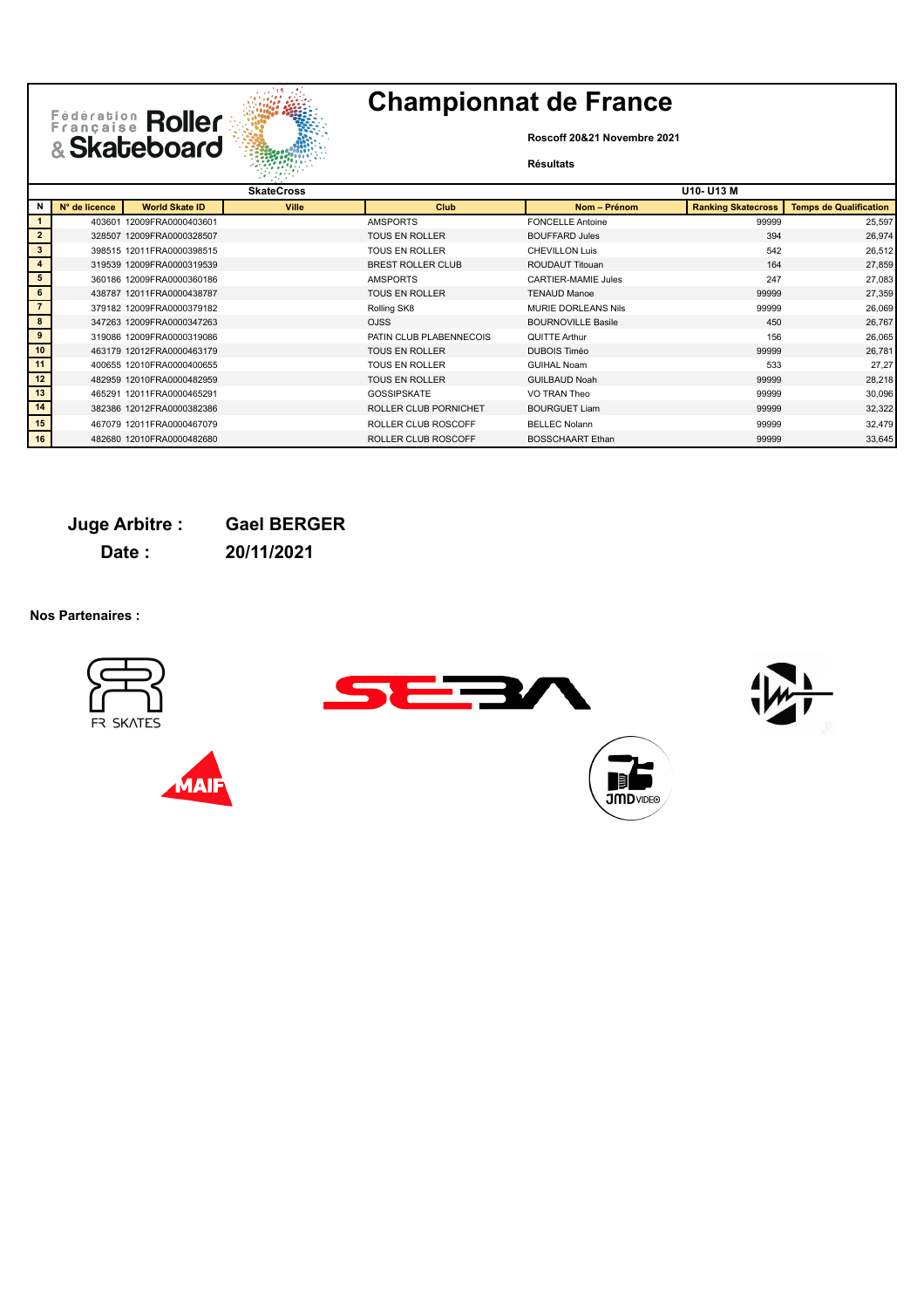# Championnat de France

**Roscoff 20&21 Novembre 2021**

**Résultats**

| **SkateCross** | | | | | | **U10- U13 M** | |
|---|---|---|---|---|---|---|---|
| **N** | **N° de licence** | **World Skate ID** | **Ville** | **Club** | **Nom – Prénom** | **Ranking Skatecross** | **Temps de Qualification** |
| 1 | 403601 | 12009FRA0000403601 | | AMSPORTS | FONCELLE Antoine | 99999 | 25,597 |
| 2 | 328507 | 12009FRA0000328507 | | TOUS EN ROLLER | BOUFFARD Jules | 394 | 26,974 |
| 3 | 398515 | 12011FRA0000398515 | | TOUS EN ROLLER | CHEVILLON Luis | 542 | 26,512 |
| 4 | 319539 | 12009FRA0000319539 | | BREST ROLLER CLUB | ROUDAUT Titouan | 164 | 27,859 |
| 5 | 360186 | 12009FRA0000360186 | | AMSPORTS | CARTIER-MAMIE Jules | 247 | 27,083 |
| 6 | 438787 | 12011FRA0000438787 | | TOUS EN ROLLER | TENAUD Manoe | 99999 | 27,359 |
| 7 | 379182 | 12009FRA0000379182 | | Rolling SK8 | MURIE DORLEANS Nils | 99999 | 26,069 |
| 8 | 347263 | 12009FRA0000347263 | | OJSS | BOURNOVILLE Basile | 450 | 26,767 |
| 9 | 319086 | 12009FRA0000319086 | | PATIN CLUB PLABENNECOIS | QUITTE Arthur | 156 | 26,065 |
| 10 | 463179 | 12012FRA0000463179 | | TOUS EN ROLLER | DUBOIS Timéo | 99999 | 26,781 |
| 11 | 400655 | 12010FRA0000400655 | | TOUS EN ROLLER | GUIHAL Noam | 533 | 27,27 |
| 12 | 482959 | 12010FRA0000482959 | | TOUS EN ROLLER | GUILBAUD Noah | 99999 | 28,218 |
| 13 | 465291 | 12011FRA0000465291 | | GOSSIPSKATE | VO TRAN Theo | 99999 | 30,096 |
| 14 | 382386 | 12012FRA0000382386 | | ROLLER CLUB PORNICHET | BOURGUET Liam | 99999 | 32,322 |
| 15 | 467079 | 12011FRA0000467079 | | ROLLER CLUB ROSCOFF | BELLEC Nolann | 99999 | 32,479 |
| 16 | 482680 | 12010FRA0000482680 | | ROLLER CLUB ROSCOFF | BOSSCHAART Ethan | 99999 | 33,645 |

**Juge Arbitre :** **Gael BERGER**

**Date :** **20/11/2021**

**Nos Partenaires :**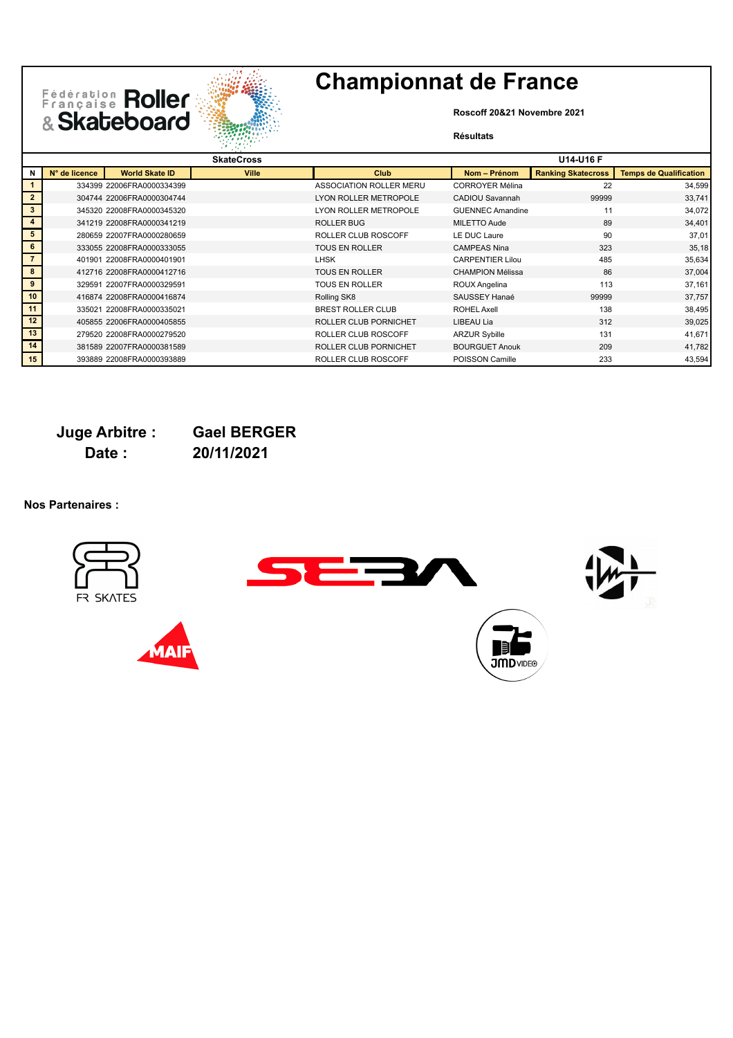# Championnat de France

**Roscoff 20&21 Novembre 2021**

**Résultats**

| | SkateCross | | | | U14-U16 F | | |
|---|---|---|---|---|---|---|---|
| **N** | **N° de licence** | **World Skate ID** | **Ville** | **Club** | **Nom – Prénom** | **Ranking Skatecross** | **Temps de Qualification** |
| 1 | 334399 | 22006FRA0000334399 | | ASSOCIATION ROLLER MERU | CORROYER Mélina | 22 | 34,599 |
| 2 | 304744 | 22006FRA0000304744 | | LYON ROLLER METROPOLE | CADIOU Savannah | 99999 | 33,741 |
| 3 | 345320 | 22008FRA0000345320 | | LYON ROLLER METROPOLE | GUENNEC Amandine | 11 | 34,072 |
| 4 | 341219 | 22008FRA0000341219 | | ROLLER BUG | MILETTO Aude | 89 | 34,401 |
| 5 | 280659 | 22007FRA0000280659 | | ROLLER CLUB ROSCOFF | LE DUC Laure | 90 | 37,01 |
| 6 | 333055 | 22008FRA0000333055 | | TOUS EN ROLLER | CAMPEAS Nina | 323 | 35,18 |
| 7 | 401901 | 22008FRA0000401901 | | LHSK | CARPENTIER Lilou | 485 | 35,634 |
| 8 | 412716 | 22008FRA0000412716 | | TOUS EN ROLLER | CHAMPION Mélissa | 86 | 37,004 |
| 9 | 329591 | 22007FRA0000329591 | | TOUS EN ROLLER | ROUX Angelina | 113 | 37,161 |
| 10 | 416874 | 22008FRA0000416874 | | Rolling SK8 | SAUSSEY Hanaé | 99999 | 37,757 |
| 11 | 335021 | 22008FRA0000335021 | | BREST ROLLER CLUB | ROHEL Axell | 138 | 38,495 |
| 12 | 405855 | 22006FRA0000405855 | | ROLLER CLUB PORNICHET | LIBEAU Lia | 312 | 39,025 |
| 13 | 279520 | 22008FRA0000279520 | | ROLLER CLUB ROSCOFF | ARZUR Sybille | 131 | 41,671 |
| 14 | 381589 | 22007FRA0000381589 | | ROLLER CLUB PORNICHET | BOURGUET Anouk | 209 | 41,782 |
| 15 | 393889 | 22008FRA0000393889 | | ROLLER CLUB ROSCOFF | POISSON Camille | 233 | 43,594 |

**Juge Arbitre :** **Gael BERGER**

**Date :** **20/11/2021**

**Nos Partenaires :**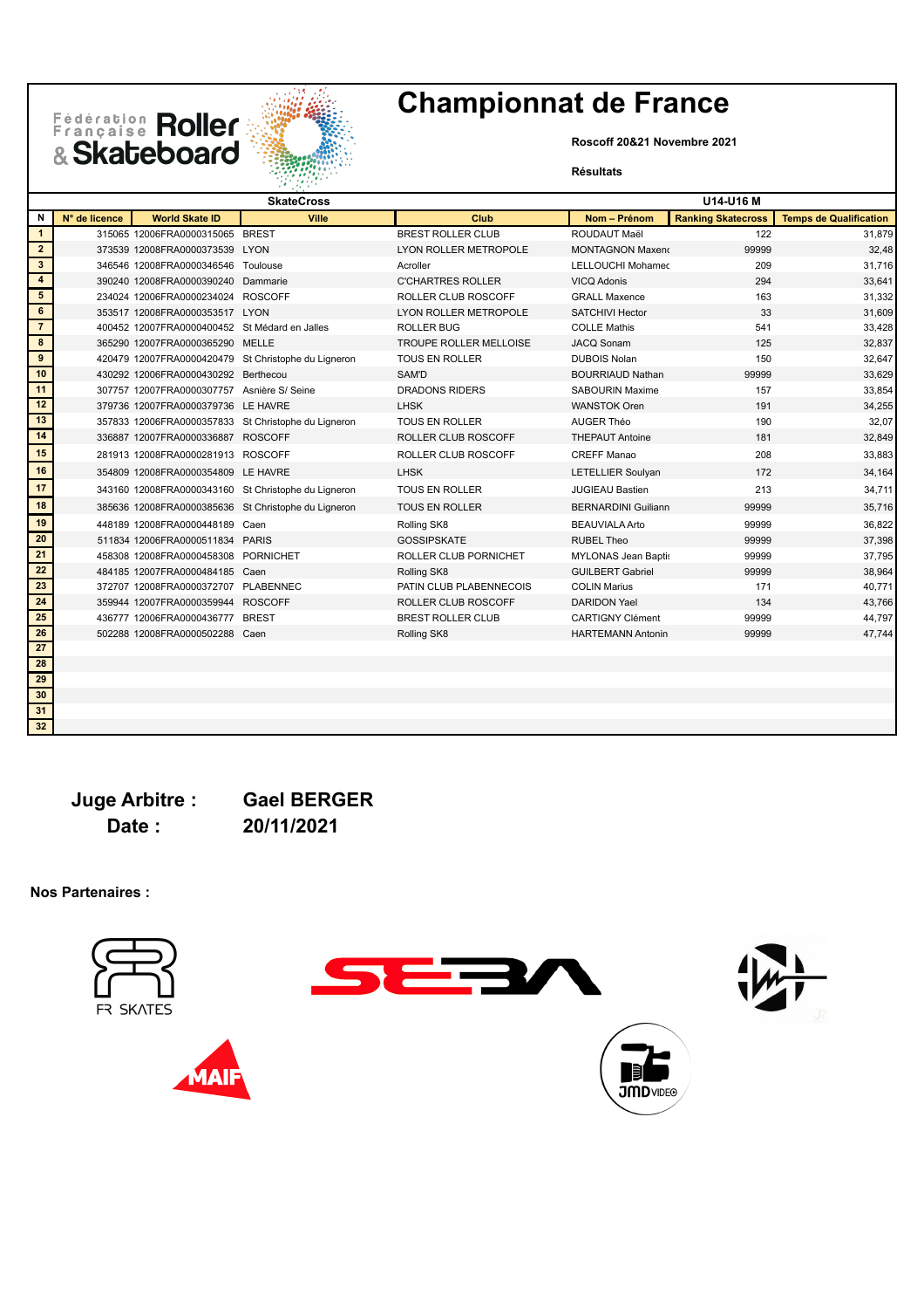# Championnat de France

**Roscoff 20&21 Novembre 2021**

**Résultats**

| N | N° de licence | World Skate ID | Ville | Club | Nom – Prénom | Ranking Skatecross | Temps de Qualification |
|---|---|---|---|---|---|---|---|
| | | | **SkateCross** | | **U14-U16 M** | | |
| 1 | 315065 | 12006FRA0000315065 | BREST | BREST ROLLER CLUB | ROUDAUT Maël | 122 | 31,879 |
| 2 | 373539 | 12008FRA0000373539 | LYON | LYON ROLLER METROPOLE | MONTAGNON Maxenc | 99999 | 32,48 |
| 3 | 346546 | 12008FRA0000346546 | Toulouse | Acroller | LELLOUCHI Mohamec | 209 | 31,716 |
| 4 | 390240 | 12008FRA0000390240 | Dammarie | C'CHARTRES ROLLER | VICQ Adonis | 294 | 33,641 |
| 5 | 234024 | 12006FRA0000234024 | ROSCOFF | ROLLER CLUB ROSCOFF | GRALL Maxence | 163 | 31,332 |
| 6 | 353517 | 12008FRA0000353517 | LYON | LYON ROLLER METROPOLE | SATCHIVI Hector | 33 | 31,609 |
| 7 | 400452 | 12007FRA0000400452 | St Médard en Jalles | ROLLER BUG | COLLE Mathis | 541 | 33,428 |
| 8 | 365290 | 12007FRA0000365290 | MELLE | TROUPE ROLLER MELLOISE | JACQ Sonam | 125 | 32,837 |
| 9 | 420479 | 12007FRA0000420479 | St Christophe du Ligneron | TOUS EN ROLLER | DUBOIS Nolan | 150 | 32,647 |
| 10 | 430292 | 12006FRA0000430292 | Berthecou | SAM'D | BOURRIAUD Nathan | 99999 | 33,629 |
| 11 | 307757 | 12007FRA0000307757 | Asnière S/ Seine | DRADONS RIDERS | SABOURIN Maxime | 157 | 33,854 |
| 12 | 379736 | 12007FRA0000379736 | LE HAVRE | LHSK | WANSTOK Oren | 191 | 34,255 |
| 13 | 357833 | 12006FRA0000357833 | St Christophe du Ligneron | TOUS EN ROLLER | AUGER Théo | 190 | 32,07 |
| 14 | 336887 | 12007FRA0000336887 | ROSCOFF | ROLLER CLUB ROSCOFF | THEPAUT Antoine | 181 | 32,849 |
| 15 | 281913 | 12008FRA0000281913 | ROSCOFF | ROLLER CLUB ROSCOFF | CREFF Manao | 208 | 33,883 |
| 16 | 354809 | 12008FRA0000354809 | LE HAVRE | LHSK | LETELLIER Soulyan | 172 | 34,164 |
| 17 | 343160 | 12008FRA0000343160 | St Christophe du Ligneron | TOUS EN ROLLER | JUGIEAU Bastien | 213 | 34,711 |
| 18 | 385636 | 12008FRA0000385636 | St Christophe du Ligneron | TOUS EN ROLLER | BERNARDINI Guiliann | 99999 | 35,716 |
| 19 | 448189 | 12008FRA0000448189 | Caen | Rolling SK8 | BEAUVIALA Arto | 99999 | 36,822 |
| 20 | 511834 | 12006FRA0000511834 | PARIS | GOSSIPSKATE | RUBEL Theo | 99999 | 37,398 |
| 21 | 458308 | 12008FRA0000458308 | PORNICHET | ROLLER CLUB PORNICHET | MYLONAS Jean Baptis | 99999 | 37,795 |
| 22 | 484185 | 12007FRA0000484185 | Caen | Rolling SK8 | GUILBERT Gabriel | 99999 | 38,964 |
| 23 | 372707 | 12008FRA0000372707 | PLABENNEC | PATIN CLUB PLABENNECOIS | COLIN Marius | 171 | 40,771 |
| 24 | 359944 | 12007FRA0000359944 | ROSCOFF | ROLLER CLUB ROSCOFF | DARIDON Yael | 134 | 43,766 |
| 25 | 436777 | 12006FRA0000436777 | BREST | BREST ROLLER CLUB | CARTIGNY Clément | 99999 | 44,797 |
| 26 | 502288 | 12008FRA0000502288 | Caen | Rolling SK8 | HARTEMANN Antonin | 99999 | 47,744 |
| 27 | | | | | | | |
| 28 | | | | | | | |
| 29 | | | | | | | |
| 30 | | | | | | | |
| 31 | | | | | | | |
| 32 | | | | | | | |

**Juge Arbitre :** **Gael BERGER**

**Date :** **20/11/2021**

**Nos Partenaires :**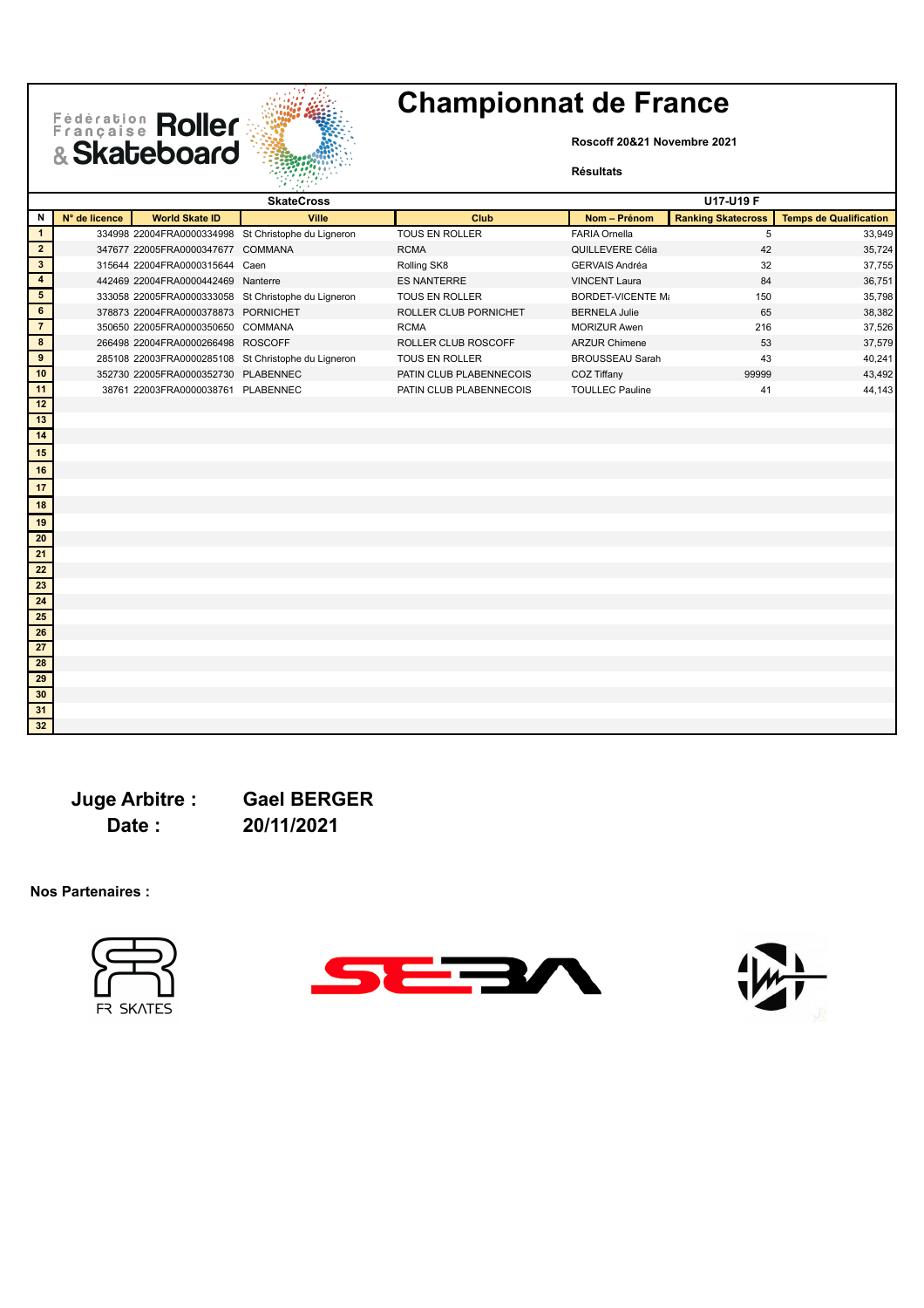Fédération Française Roller & Skateboard

# Championnat de France

**Roscoff 20&21 Novembre 2021**

**Résultats**

| SkateCross | | | | | | | U17-U19 F |
|---|---|---|---|---|---|---|---|
| N | N° de licence | World Skate ID | Ville | Club | Nom – Prénom | Ranking Skatecross | Temps de Qualification |
| 1 | 334998 | 22004FRA0000334998 | St Christophe du Ligneron | TOUS EN ROLLER | FARIA Ornella | 5 | 33,949 |
| 2 | 347677 | 22005FRA0000347677 | COMMANA | RCMA | QUILLEVERE Célia | 42 | 35,724 |
| 3 | 315644 | 22004FRA0000315644 | Caen | Rolling SK8 | GERVAIS Andréa | 32 | 37,755 |
| 4 | 442469 | 22004FRA0000442469 | Nanterre | ES NANTERRE | VINCENT Laura | 84 | 36,751 |
| 5 | 333058 | 22005FRA0000333058 | St Christophe du Ligneron | TOUS EN ROLLER | BORDET-VICENTE Ma | 150 | 35,798 |
| 6 | 378873 | 22004FRA0000378873 | PORNICHET | ROLLER CLUB PORNICHET | BERNELA Julie | 65 | 38,382 |
| 7 | 350650 | 22005FRA0000350650 | COMMANA | RCMA | MORIZUR Awen | 216 | 37,526 |
| 8 | 266498 | 22004FRA0000266498 | ROSCOFF | ROLLER CLUB ROSCOFF | ARZUR Chimene | 53 | 37,579 |
| 9 | 285108 | 22003FRA0000285108 | St Christophe du Ligneron | TOUS EN ROLLER | BROUSSEAU Sarah | 43 | 40,241 |
| 10 | 352730 | 22005FRA0000352730 | PLABENNEC | PATIN CLUB PLABENNECOIS | COZ Tiffany | 99999 | 43,492 |
| 11 | 38761 | 22003FRA0000038761 | PLABENNEC | PATIN CLUB PLABENNECOIS | TOULLEC Pauline | 41 | 44,143 |
| 12 | | | | | | | |
| 13 | | | | | | | |
| 14 | | | | | | | |
| 15 | | | | | | | |
| 16 | | | | | | | |
| 17 | | | | | | | |
| 18 | | | | | | | |
| 19 | | | | | | | |
| 20 | | | | | | | |
| 21 | | | | | | | |
| 22 | | | | | | | |
| 23 | | | | | | | |
| 24 | | | | | | | |
| 25 | | | | | | | |
| 26 | | | | | | | |
| 27 | | | | | | | |
| 28 | | | | | | | |
| 29 | | | | | | | |
| 30 | | | | | | | |
| 31 | | | | | | | |
| 32 | | | | | | | |

**Juge Arbitre :** **Gael BERGER**

**Date :** **20/11/2021**

**Nos Partenaires :**

FR SKATES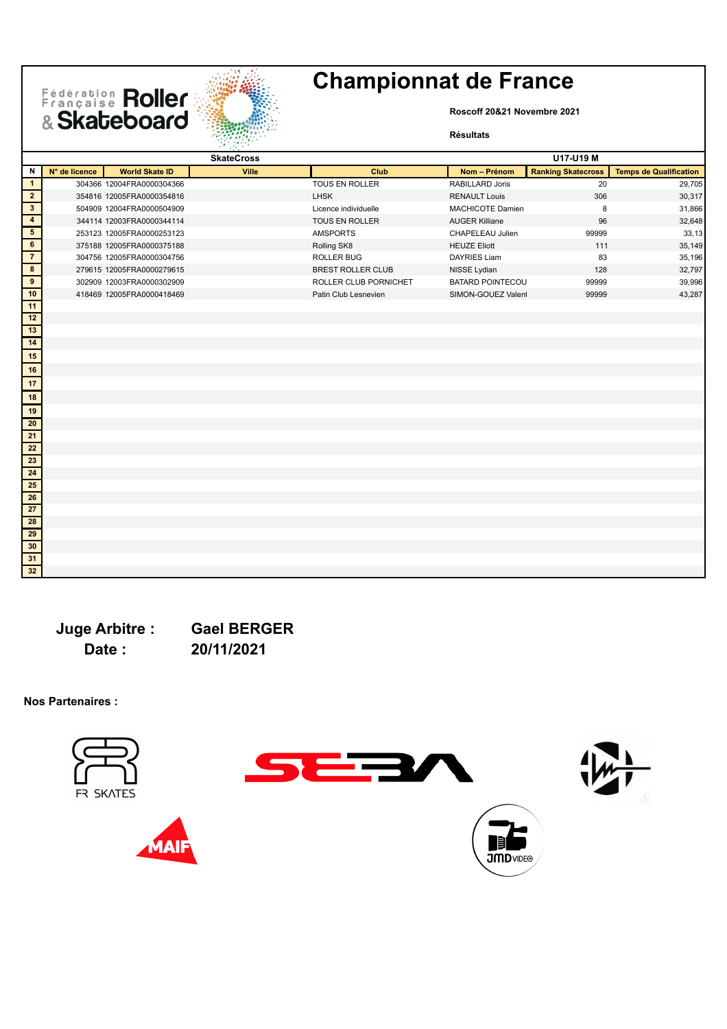Fédération Française Roller & Skateboard

# Championnat de France

**Roscoff 20&21 Novembre 2021**

**Résultats**

| | SkateCross | | | | | U17-U19 M | |
|---|---|---|---|---|---|---|---|
| **N** | **N° de licence** | **World Skate ID** | **Ville** | **Club** | **Nom – Prénom** | **Ranking Skatecross** | **Temps de Qualification** |
| 1 | 304366 | 12004FRA0000304366 | | TOUS EN ROLLER | RABILLARD Joris | 20 | 29,705 |
| 2 | 354816 | 12005FRA0000354816 | | LHSK | RENAULT Louis | 306 | 30,317 |
| 3 | 504909 | 12004FRA0000504909 | | Licence individuelle | MACHICOTE Damien | 8 | 31,866 |
| 4 | 344114 | 12003FRA0000344114 | | TOUS EN ROLLER | AUGER Killiane | 96 | 32,648 |
| 5 | 253123 | 12005FRA0000253123 | | AMSPORTS | CHAPELEAU Julien | 99999 | 33,13 |
| 6 | 375188 | 12005FRA0000375188 | | Rolling SK8 | HEUZE Eliott | 111 | 35,149 |
| 7 | 304756 | 12005FRA0000304756 | | ROLLER BUG | DAYRIES Liam | 83 | 35,196 |
| 8 | 279615 | 12005FRA0000279615 | | BREST ROLLER CLUB | NISSE Lydian | 128 | 32,797 |
| 9 | 302909 | 12003FRA0000302909 | | ROLLER CLUB PORNICHET | BATARD POINTECOU | 99999 | 39,996 |
| 10 | 418469 | 12005FRA0000418469 | | Patin Club Lesnevien | SIMON-GOUEZ Valent | 99999 | 43,287 |
| 11 | | | | | | | |
| 12 | | | | | | | |
| 13 | | | | | | | |
| 14 | | | | | | | |
| 15 | | | | | | | |
| 16 | | | | | | | |
| 17 | | | | | | | |
| 18 | | | | | | | |
| 19 | | | | | | | |
| 20 | | | | | | | |
| 21 | | | | | | | |
| 22 | | | | | | | |
| 23 | | | | | | | |
| 24 | | | | | | | |
| 25 | | | | | | | |
| 26 | | | | | | | |
| 27 | | | | | | | |
| 28 | | | | | | | |
| 29 | | | | | | | |
| 30 | | | | | | | |
| 31 | | | | | | | |
| 32 | | | | | | | |

**Juge Arbitre :** **Gael BERGER**

**Date :** **20/11/2021**

**Nos Partenaires :**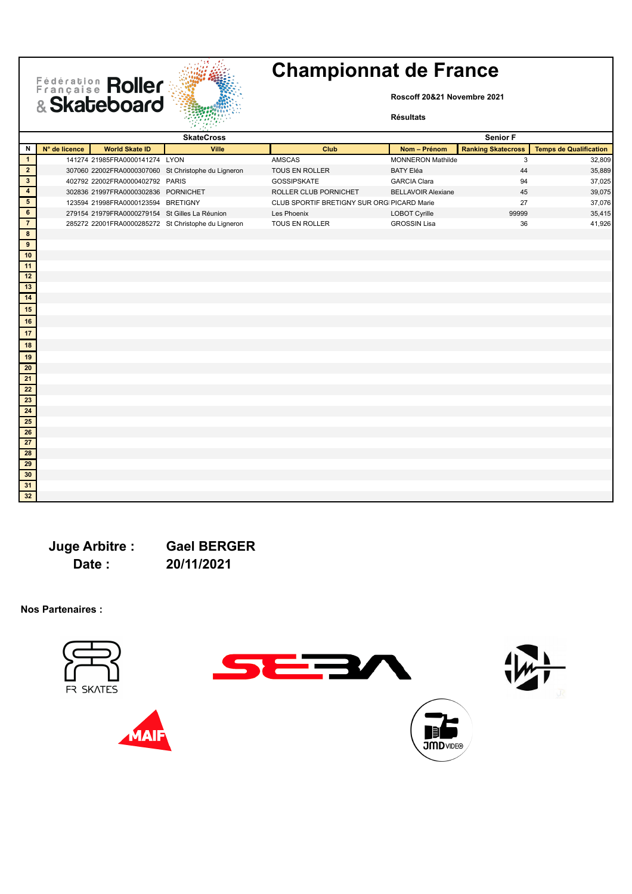# Championnat de France

**Roscoff 20&21 Novembre 2021**

**Résultats**

| | | **SkateCross** | | | | **Senior F** | |
|---|---|---|---|---|---|---|---|
| **N** | **N° de licence** | **World Skate ID** | **Ville** | **Club** | **Nom – Prénom** | **Ranking Skatecross** | **Temps de Qualification** |
| 1 | 141274 | 21985FRA0000141274 | LYON | AMSCAS | MONNERON Mathilde | 3 | 32,809 |
| 2 | 307060 | 22002FRA0000307060 | St Christophe du Ligneron | TOUS EN ROLLER | BATY Eléa | 44 | 35,889 |
| 3 | 402792 | 22002FRA0000402792 | PARIS | GOSSIPSKATE | GARCIA Clara | 94 | 37,025 |
| 4 | 302836 | 21997FRA0000302836 | PORNICHET | ROLLER CLUB PORNICHET | BELLAVOIR Alexiane | 45 | 39,075 |
| 5 | 123594 | 21998FRA0000123594 | BRETIGNY | CLUB SPORTIF BRETIGNY SUR ORG | PICARD Marie | 27 | 37,076 |
| 6 | 279154 | 21979FRA0000279154 | St Gilles La Réunion | Les Phoenix | LOBOT Cyrille | 99999 | 35,415 |
| 7 | 285272 | 22001FRA0000285272 | St Christophe du Ligneron | TOUS EN ROLLER | GROSSIN Lisa | 36 | 41,926 |
| 8 | | | | | | | |
| 9 | | | | | | | |
| 10 | | | | | | | |
| 11 | | | | | | | |
| 12 | | | | | | | |
| 13 | | | | | | | |
| 14 | | | | | | | |
| 15 | | | | | | | |
| 16 | | | | | | | |
| 17 | | | | | | | |
| 18 | | | | | | | |
| 19 | | | | | | | |
| 20 | | | | | | | |
| 21 | | | | | | | |
| 22 | | | | | | | |
| 23 | | | | | | | |
| 24 | | | | | | | |
| 25 | | | | | | | |
| 26 | | | | | | | |
| 27 | | | | | | | |
| 28 | | | | | | | |
| 29 | | | | | | | |
| 30 | | | | | | | |
| 31 | | | | | | | |
| 32 | | | | | | | |

**Juge Arbitre :** **Gael BERGER**

**Date :** **20/11/2021**

**Nos Partenaires :**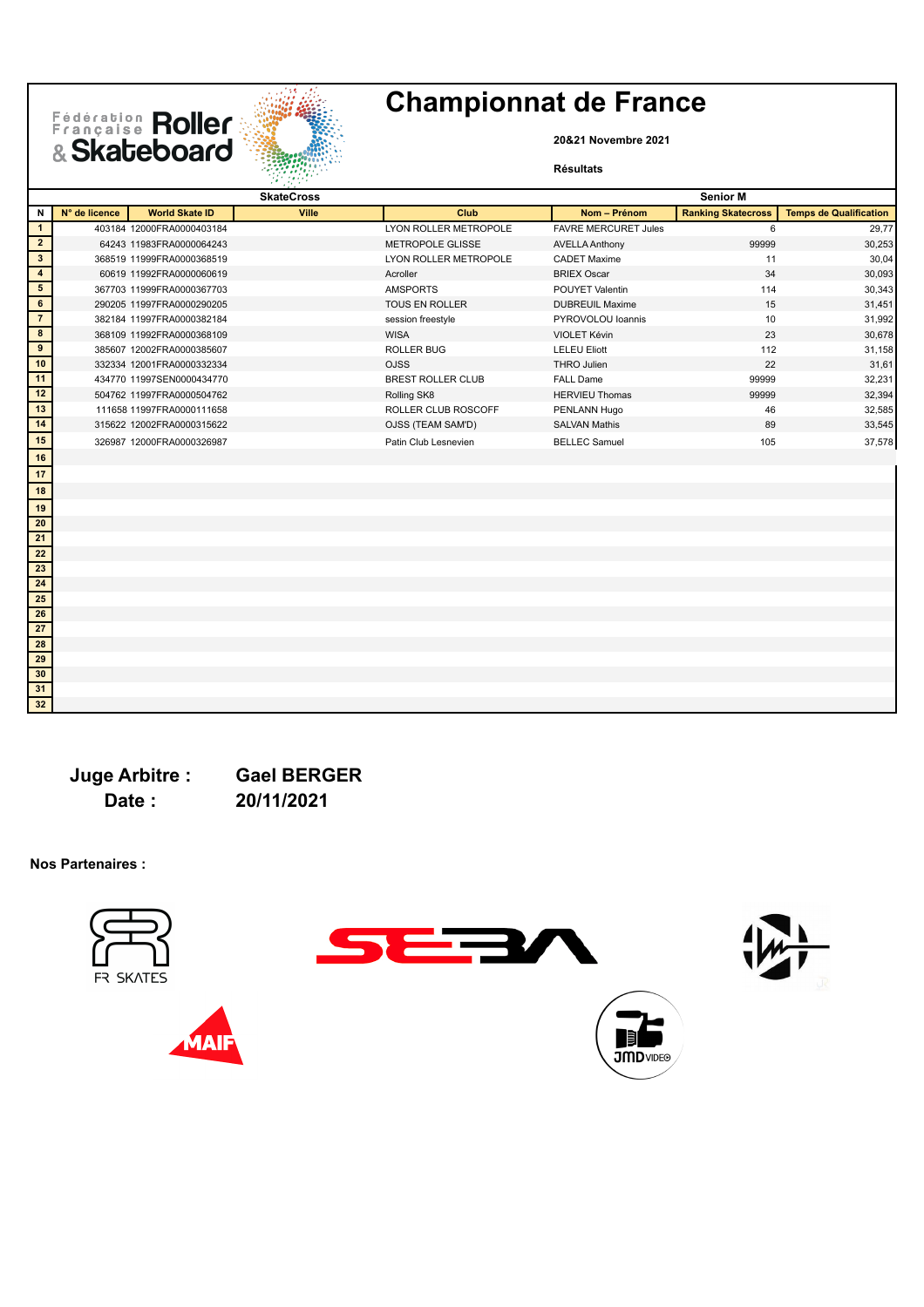# Championnat de France

**20&21 Novembre 2021**

**Résultats**

| SkateCross | | | | | Senior M | | |
|---|---|---|---|---|---|---|---|
| **N** | **N° de licence** | **World Skate ID** | **Ville** | **Club** | **Nom – Prénom** | **Ranking Skatecross** | **Temps de Qualification** |
| 1 | 403184 | 12000FRA0000403184 | | LYON ROLLER METROPOLE | FAVRE MERCURET Jules | 6 | 29,77 |
| 2 | 64243 | 11983FRA0000064243 | | METROPOLE GLISSE | AVELLA Anthony | 99999 | 30,253 |
| 3 | 368519 | 11999FRA0000368519 | | LYON ROLLER METROPOLE | CADET Maxime | 11 | 30,04 |
| 4 | 60619 | 11992FRA0000060619 | | Acroller | BRIEX Oscar | 34 | 30,093 |
| 5 | 367703 | 11999FRA0000367703 | | AMSPORTS | POUYET Valentin | 114 | 30,343 |
| 6 | 290205 | 11997FRA0000290205 | | TOUS EN ROLLER | DUBREUIL Maxime | 15 | 31,451 |
| 7 | 382184 | 11997FRA0000382184 | | session freestyle | PYROVOLOU Ioannis | 10 | 31,992 |
| 8 | 368109 | 11992FRA0000368109 | | WISA | VIOLET Kévin | 23 | 30,678 |
| 9 | 385607 | 12002FRA0000385607 | | ROLLER BUG | LELEU Eliott | 112 | 31,158 |
| 10 | 332334 | 12001FRA0000332334 | | OJSS | THRO Julien | 22 | 31,61 |
| 11 | 434770 | 11997SEN0000434770 | | BREST ROLLER CLUB | FALL Dame | 99999 | 32,231 |
| 12 | 504762 | 11997FRA0000504762 | | Rolling SK8 | HERVIEU Thomas | 99999 | 32,394 |
| 13 | 111658 | 11997FRA0000111658 | | ROLLER CLUB ROSCOFF | PENLANN Hugo | 46 | 32,585 |
| 14 | 315622 | 12002FRA0000315622 | | OJSS (TEAM SAM'D) | SALVAN Mathis | 89 | 33,545 |
| 15 | 326987 | 12000FRA0000326987 | | Patin Club Lesnevien | BELLEC Samuel | 105 | 37,578 |
| 16 | | | | | | | |
| 17 | | | | | | | |
| 18 | | | | | | | |
| 19 | | | | | | | |
| 20 | | | | | | | |
| 21 | | | | | | | |
| 22 | | | | | | | |
| 23 | | | | | | | |
| 24 | | | | | | | |
| 25 | | | | | | | |
| 26 | | | | | | | |
| 27 | | | | | | | |
| 28 | | | | | | | |
| 29 | | | | | | | |
| 30 | | | | | | | |
| 31 | | | | | | | |
| 32 | | | | | | | |

**Juge Arbitre :** **Gael BERGER**

**Date :** **20/11/2021**

**Nos Partenaires :**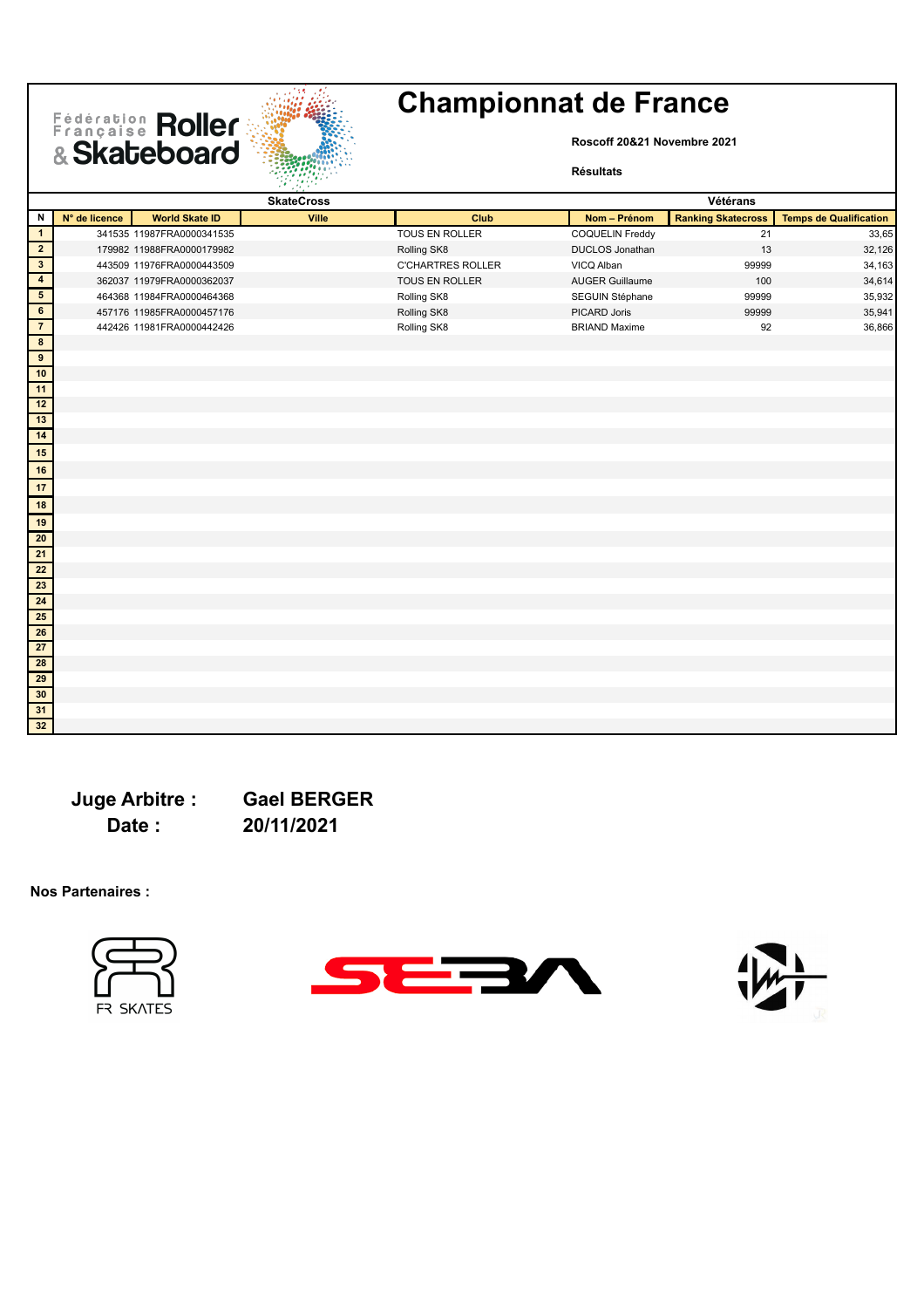# Championnat de France

**Roscoff 20&21 Novembre 2021**

**Résultats**

| | SkateCross | | | | Vétérans | | |
|---|---|---|---|---|---|---|---|
| **N** | **N° de licence** | **World Skate ID** | **Ville** | **Club** | **Nom – Prénom** | **Ranking Skatecross** | **Temps de Qualification** |
| 1 | 341535 | 11987FRA0000341535 | | TOUS EN ROLLER | COQUELIN Freddy | 21 | 33,65 |
| 2 | 179982 | 11988FRA0000179982 | | Rolling SK8 | DUCLOS Jonathan | 13 | 32,126 |
| 3 | 443509 | 11976FRA0000443509 | | C'CHARTRES ROLLER | VICQ Alban | 99999 | 34,163 |
| 4 | 362037 | 11979FRA0000362037 | | TOUS EN ROLLER | AUGER Guillaume | 100 | 34,614 |
| 5 | 464368 | 11984FRA0000464368 | | Rolling SK8 | SEGUIN Stéphane | 99999 | 35,932 |
| 6 | 457176 | 11985FRA0000457176 | | Rolling SK8 | PICARD Joris | 99999 | 35,941 |
| 7 | 442426 | 11981FRA0000442426 | | Rolling SK8 | BRIAND Maxime | 92 | 36,866 |
| 8 | | | | | | | |
| 9 | | | | | | | |
| 10 | | | | | | | |
| 11 | | | | | | | |
| 12 | | | | | | | |
| 13 | | | | | | | |
| 14 | | | | | | | |
| 15 | | | | | | | |
| 16 | | | | | | | |
| 17 | | | | | | | |
| 18 | | | | | | | |
| 19 | | | | | | | |
| 20 | | | | | | | |
| 21 | | | | | | | |
| 22 | | | | | | | |
| 23 | | | | | | | |
| 24 | | | | | | | |
| 25 | | | | | | | |
| 26 | | | | | | | |
| 27 | | | | | | | |
| 28 | | | | | | | |
| 29 | | | | | | | |
| 30 | | | | | | | |
| 31 | | | | | | | |
| 32 | | | | | | | |

**Juge Arbitre :** **Gael BERGER**

**Date :** **20/11/2021**

**Nos Partenaires :**